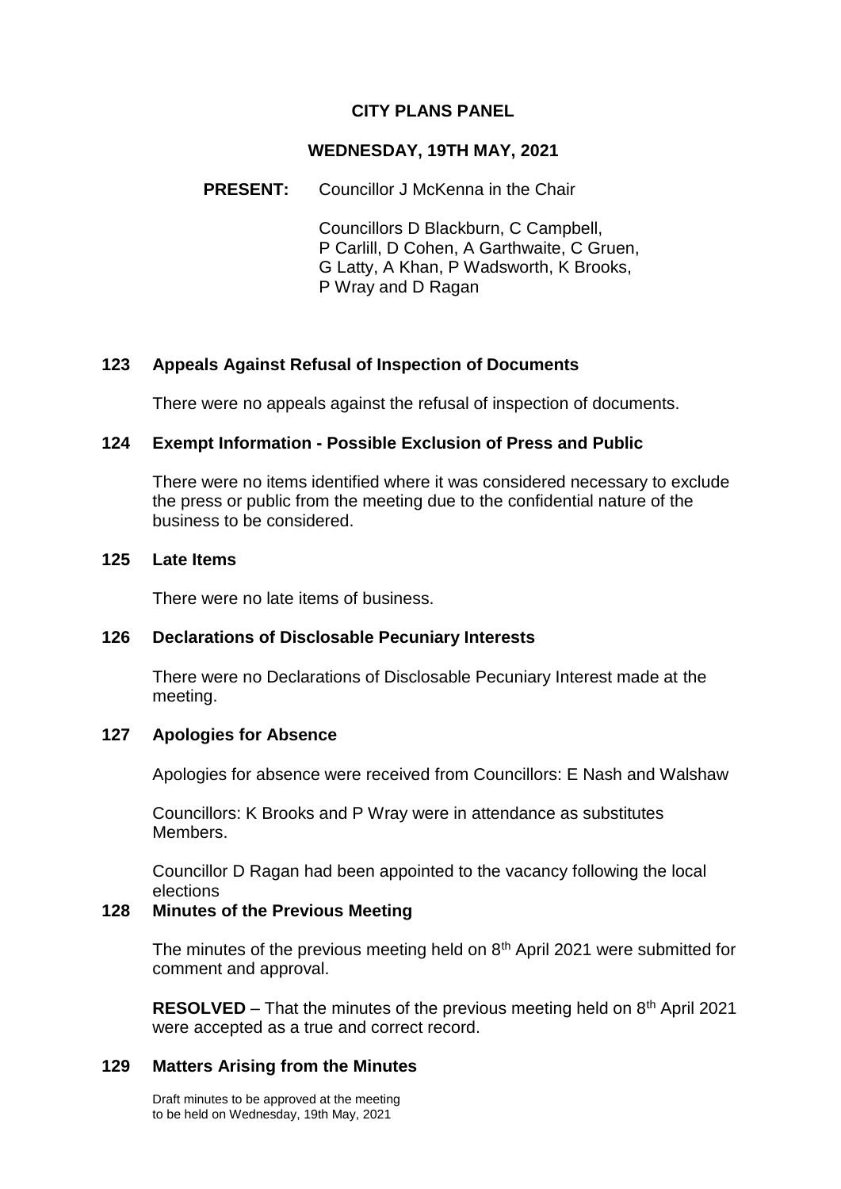# CITY PLANS PANEL

## WEDNESDAY, 19TH MAY, 2021

**PRESENT:** Councillor J McKenna in the Chair

Councillors D Blackburn, C Campbell, P Carlill, D Cohen, A Garthwaite, C Gruen, G Latty, A Khan, P Wadsworth, K Brooks, P Wray and D Ragan

### 123 Appeals Against Refusal of Inspection of Documents

There were no appeals against the refusal of inspection of documents.

### 124 Exempt Information - Possible Exclusion of Press and Public

There were no items identified where it was considered necessary to exclude the press or public from the meeting due to the confidential nature of the business to be considered.

### 125 Late Items

There were no late items of business.

### 126 Declarations of Disclosable Pecuniary Interests

There were no Declarations of Disclosable Pecuniary Interest made at the meeting.

### 127 Apologies for Absence

Apologies for absence were received from Councillors: E Nash and Walshaw

Councillors: K Brooks and P Wray were in attendance as substitutes Members.

Councillor D Ragan had been appointed to the vacancy following the local elections

### 128 Minutes of the Previous Meeting

The minutes of the previous meeting held on 8th April 2021 were submitted for comment and approval.

**RESOLVED** – That the minutes of the previous meeting held on 8th April 2021 were accepted as a true and correct record.

### 129 Matters Arising from the Minutes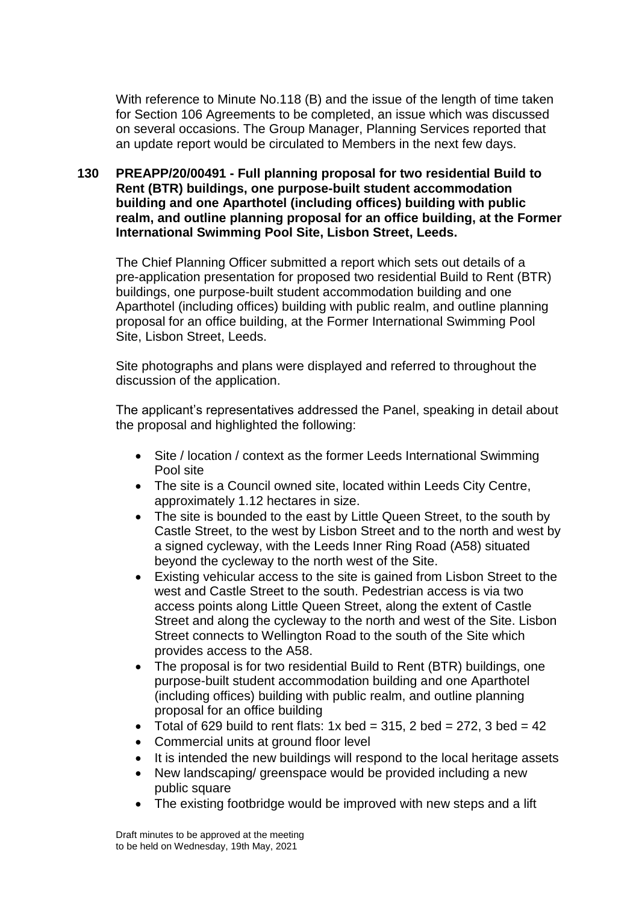With reference to Minute No.118 (B) and the issue of the length of time taken for Section 106 Agreements to be completed, an issue which was discussed on several occasions. The Group Manager, Planning Services reported that an update report would be circulated to Members in the next few days.

**130 PREAPP/20/00491 - Full planning proposal for two residential Build to Rent (BTR) buildings, one purpose-built student accommodation building and one Aparthotel (including offices) building with public realm, and outline planning proposal for an office building, at the Former International Swimming Pool Site, Lisbon Street, Leeds.**

The Chief Planning Officer submitted a report which sets out details of a pre-application presentation for proposed two residential Build to Rent (BTR) buildings, one purpose-built student accommodation building and one Aparthotel (including offices) building with public realm, and outline planning proposal for an office building, at the Former International Swimming Pool Site, Lisbon Street, Leeds.

Site photographs and plans were displayed and referred to throughout the discussion of the application.

The applicant's representatives addressed the Panel, speaking in detail about the proposal and highlighted the following:

- Site / location / context as the former Leeds International Swimming Pool site
- The site is a Council owned site, located within Leeds City Centre, approximately 1.12 hectares in size.
- The site is bounded to the east by Little Queen Street, to the south by Castle Street, to the west by Lisbon Street and to the north and west by a signed cycleway, with the Leeds Inner Ring Road (A58) situated beyond the cycleway to the north west of the Site.
- Existing vehicular access to the site is gained from Lisbon Street to the west and Castle Street to the south. Pedestrian access is via two access points along Little Queen Street, along the extent of Castle Street and along the cycleway to the north and west of the Site. Lisbon Street connects to Wellington Road to the south of the Site which provides access to the A58.
- The proposal is for two residential Build to Rent (BTR) buildings, one purpose-built student accommodation building and one Aparthotel (including offices) building with public realm, and outline planning proposal for an office building
- Total of 629 build to rent flats: 1x bed = 315, 2 bed = 272, 3 bed = 42
- Commercial units at ground floor level
- It is intended the new buildings will respond to the local heritage assets
- New landscaping/ greenspace would be provided including a new public square
- The existing footbridge would be improved with new steps and a lift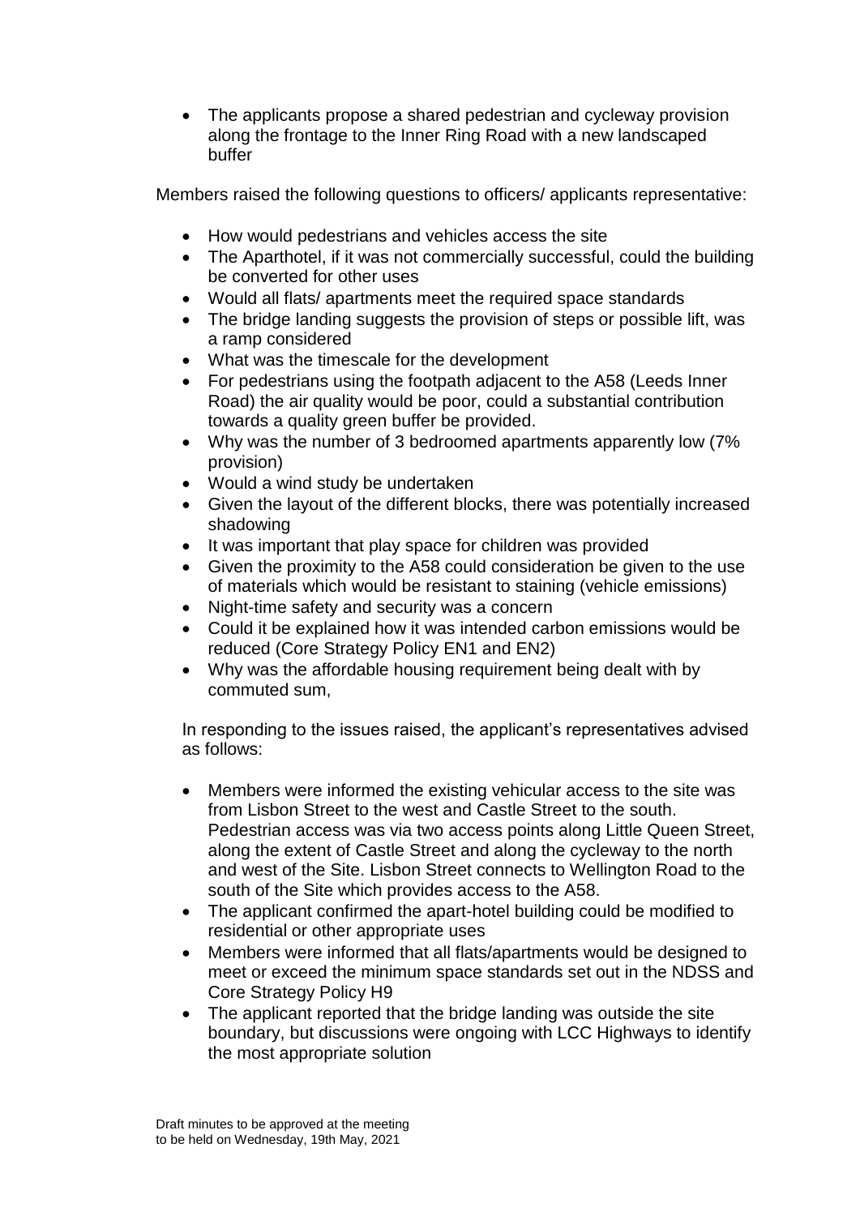- The applicants propose a shared pedestrian and cycleway provision along the frontage to the Inner Ring Road with a new landscaped buffer

Members raised the following questions to officers/ applicants representative:

- How would pedestrians and vehicles access the site
- The Aparthotel, if it was not commercially successful, could the building be converted for other uses
- Would all flats/ apartments meet the required space standards
- The bridge landing suggests the provision of steps or possible lift, was a ramp considered
- What was the timescale for the development
- For pedestrians using the footpath adjacent to the A58 (Leeds Inner Road) the air quality would be poor, could a substantial contribution towards a quality green buffer be provided.
- Why was the number of 3 bedroomed apartments apparently low (7% provision)
- Would a wind study be undertaken
- Given the layout of the different blocks, there was potentially increased shadowing
- It was important that play space for children was provided
- Given the proximity to the A58 could consideration be given to the use of materials which would be resistant to staining (vehicle emissions)
- Night-time safety and security was a concern
- Could it be explained how it was intended carbon emissions would be reduced (Core Strategy Policy EN1 and EN2)
- Why was the affordable housing requirement being dealt with by commuted sum,

In responding to the issues raised, the applicant's representatives advised as follows:

- Members were informed the existing vehicular access to the site was from Lisbon Street to the west and Castle Street to the south. Pedestrian access was via two access points along Little Queen Street, along the extent of Castle Street and along the cycleway to the north and west of the Site. Lisbon Street connects to Wellington Road to the south of the Site which provides access to the A58.
- The applicant confirmed the apart-hotel building could be modified to residential or other appropriate uses
- Members were informed that all flats/apartments would be designed to meet or exceed the minimum space standards set out in the NDSS and Core Strategy Policy H9
- The applicant reported that the bridge landing was outside the site boundary, but discussions were ongoing with LCC Highways to identify the most appropriate solution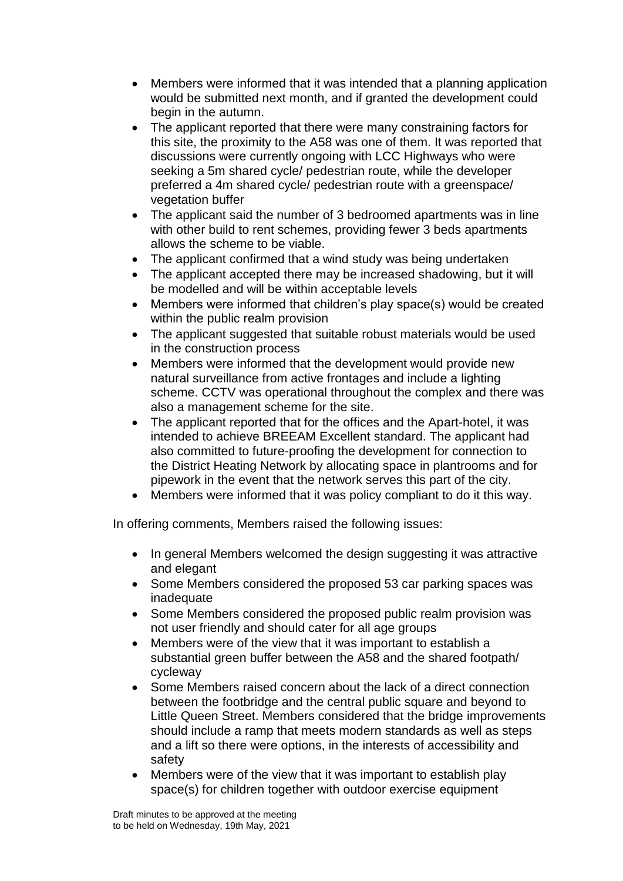- Members were informed that it was intended that a planning application would be submitted next month, and if granted the development could begin in the autumn.
- The applicant reported that there were many constraining factors for this site, the proximity to the A58 was one of them. It was reported that discussions were currently ongoing with LCC Highways who were seeking a 5m shared cycle/ pedestrian route, while the developer preferred a 4m shared cycle/ pedestrian route with a greenspace/ vegetation buffer
- The applicant said the number of 3 bedroomed apartments was in line with other build to rent schemes, providing fewer 3 beds apartments allows the scheme to be viable.
- The applicant confirmed that a wind study was being undertaken
- The applicant accepted there may be increased shadowing, but it will be modelled and will be within acceptable levels
- Members were informed that children's play space(s) would be created within the public realm provision
- The applicant suggested that suitable robust materials would be used in the construction process
- Members were informed that the development would provide new natural surveillance from active frontages and include a lighting scheme. CCTV was operational throughout the complex and there was also a management scheme for the site.
- The applicant reported that for the offices and the Apart-hotel, it was intended to achieve BREEAM Excellent standard. The applicant had also committed to future-proofing the development for connection to the District Heating Network by allocating space in plantrooms and for pipework in the event that the network serves this part of the city.
- Members were informed that it was policy compliant to do it this way.

In offering comments, Members raised the following issues:

- In general Members welcomed the design suggesting it was attractive and elegant
- Some Members considered the proposed 53 car parking spaces was inadequate
- Some Members considered the proposed public realm provision was not user friendly and should cater for all age groups
- Members were of the view that it was important to establish a substantial green buffer between the A58 and the shared footpath/ cycleway
- Some Members raised concern about the lack of a direct connection between the footbridge and the central public square and beyond to Little Queen Street. Members considered that the bridge improvements should include a ramp that meets modern standards as well as steps and a lift so there were options, in the interests of accessibility and safety
- Members were of the view that it was important to establish play space(s) for children together with outdoor exercise equipment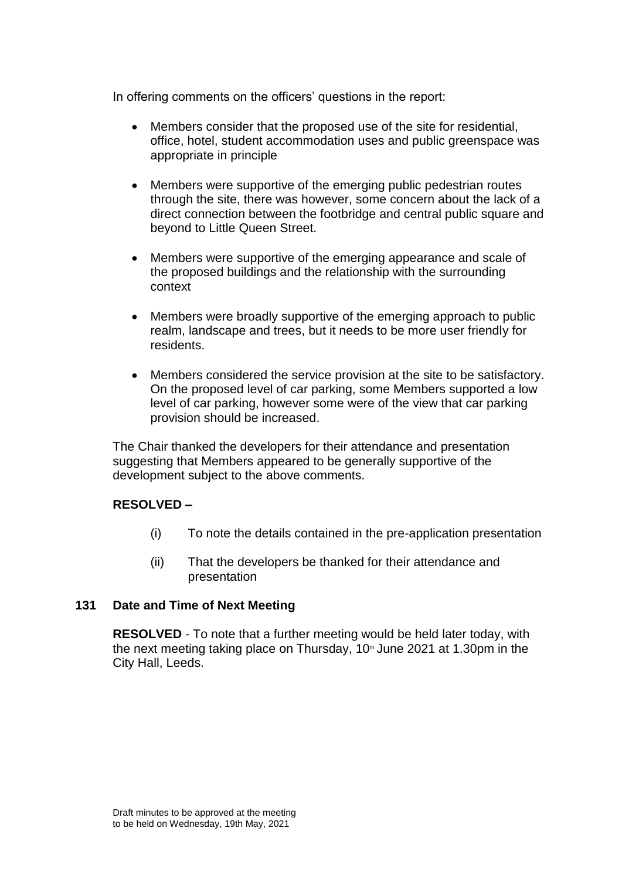In offering comments on the officers' questions in the report:

- Members consider that the proposed use of the site for residential, office, hotel, student accommodation uses and public greenspace was appropriate in principle
- Members were supportive of the emerging public pedestrian routes through the site, there was however, some concern about the lack of a direct connection between the footbridge and central public square and beyond to Little Queen Street.
- Members were supportive of the emerging appearance and scale of the proposed buildings and the relationship with the surrounding context
- Members were broadly supportive of the emerging approach to public realm, landscape and trees, but it needs to be more user friendly for residents.
- Members considered the service provision at the site to be satisfactory. On the proposed level of car parking, some Members supported a low level of car parking, however some were of the view that car parking provision should be increased.

The Chair thanked the developers for their attendance and presentation suggesting that Members appeared to be generally supportive of the development subject to the above comments.

**RESOLVED –**

(i) To note the details contained in the pre-application presentation

(ii) That the developers be thanked for their attendance and presentation

**131 Date and Time of Next Meeting**

**RESOLVED** - To note that a further meeting would be held later today, with the next meeting taking place on Thursday, 10th June 2021 at 1.30pm in the City Hall, Leeds.

Draft minutes to be approved at the meeting to be held on Wednesday, 19th May, 2021